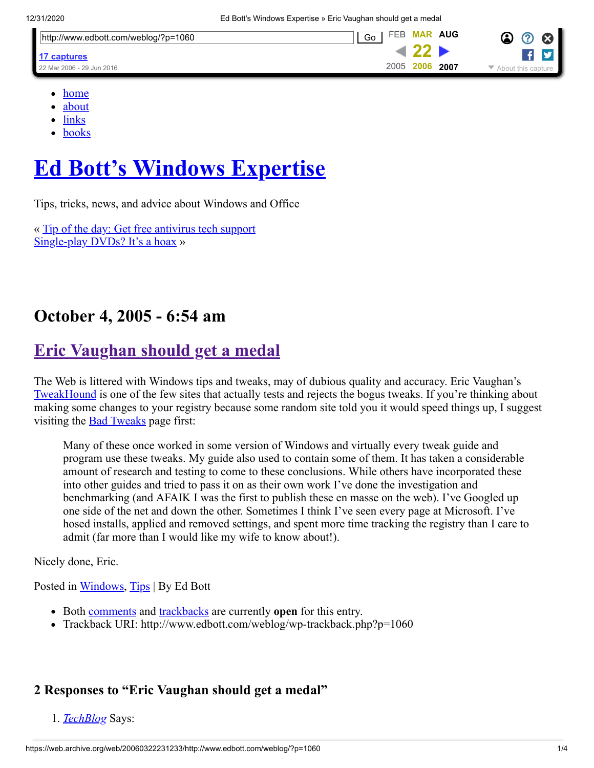- home
- about
- links
- books

# Ed Bott's Windows Expertise

Tips, tricks, news, and advice about Windows and Office

« Tip of the day: Get free antivirus tech support
Single-play DVDs? It's a hoax »

## October 4, 2005 - 6:54 am

## Eric Vaughan should get a medal

The Web is littered with Windows tips and tweaks, may of dubious quality and accuracy. Eric Vaughan's TweakHound is one of the few sites that actually tests and rejects the bogus tweaks. If you're thinking about making some changes to your registry because some random site told you it would speed things up, I suggest visiting the Bad Tweaks page first:

> Many of these once worked in some version of Windows and virtually every tweak guide and program use these tweaks. My guide also used to contain some of them. It has taken a considerable amount of research and testing to come to these conclusions. While others have incorporated these into other guides and tried to pass it on as their own work I've done the investigation and benchmarking (and AFAIK I was the first to publish these en masse on the web). I've Googled up one side of the net and down the other. Sometimes I think I've seen every page at Microsoft. I've hosed installs, applied and removed settings, and spent more time tracking the registry than I care to admit (far more than I would like my wife to know about!).

Nicely done, Eric.

Posted in Windows, Tips | By Ed Bott

- Both comments and trackbacks are currently **open** for this entry.
- Trackback URI: http://www.edbott.com/weblog/wp-trackback.php?p=1060

### 2 Responses to "Eric Vaughan should get a medal"

1. *TechBlog* Says: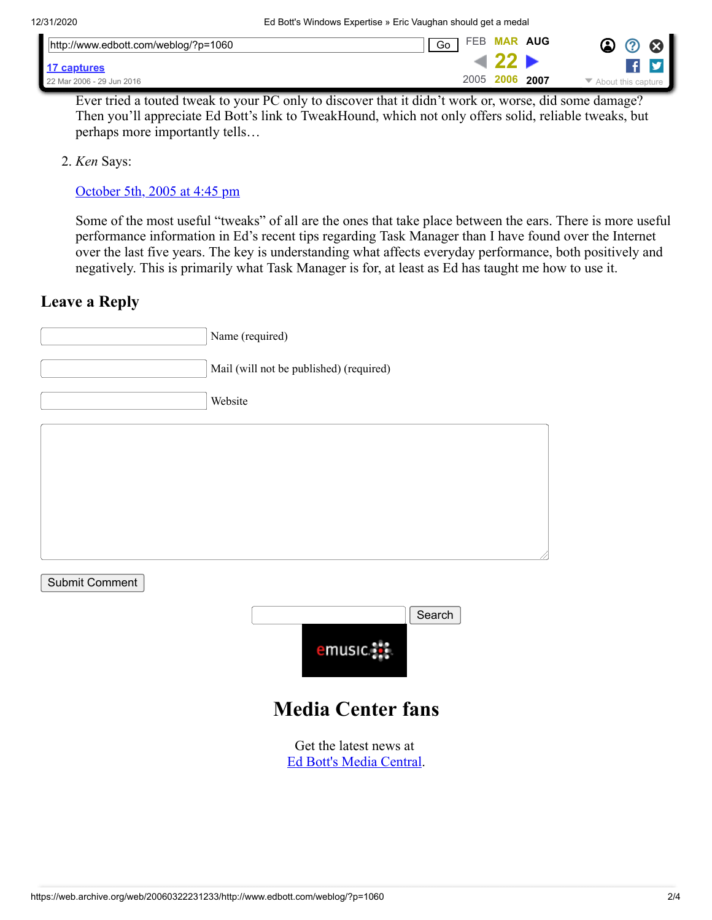Ever tried a touted tweak to your PC only to discover that it didn't work or, worse, did some damage? Then you'll appreciate Ed Bott's link to TweakHound, which not only offers solid, reliable tweaks, but perhaps more importantly tells…

2. *Ken* Says:

   [October 5th, 2005 at 4:45 pm]()

   Some of the most useful "tweaks" of all are the ones that take place between the ears. There is more useful performance information in Ed's recent tips regarding Task Manager than I have found over the Internet over the last five years. The key is understanding what affects everyday performance, both positively and negatively. This is primarily what Task Manager is for, at least as Ed has taught me how to use it.

## Leave a Reply

Name (required)

Mail (will not be published) (required)

Website

Submit Comment

Search

emusic

# Media Center fans

Get the latest news at
[Ed Bott's Media Central]().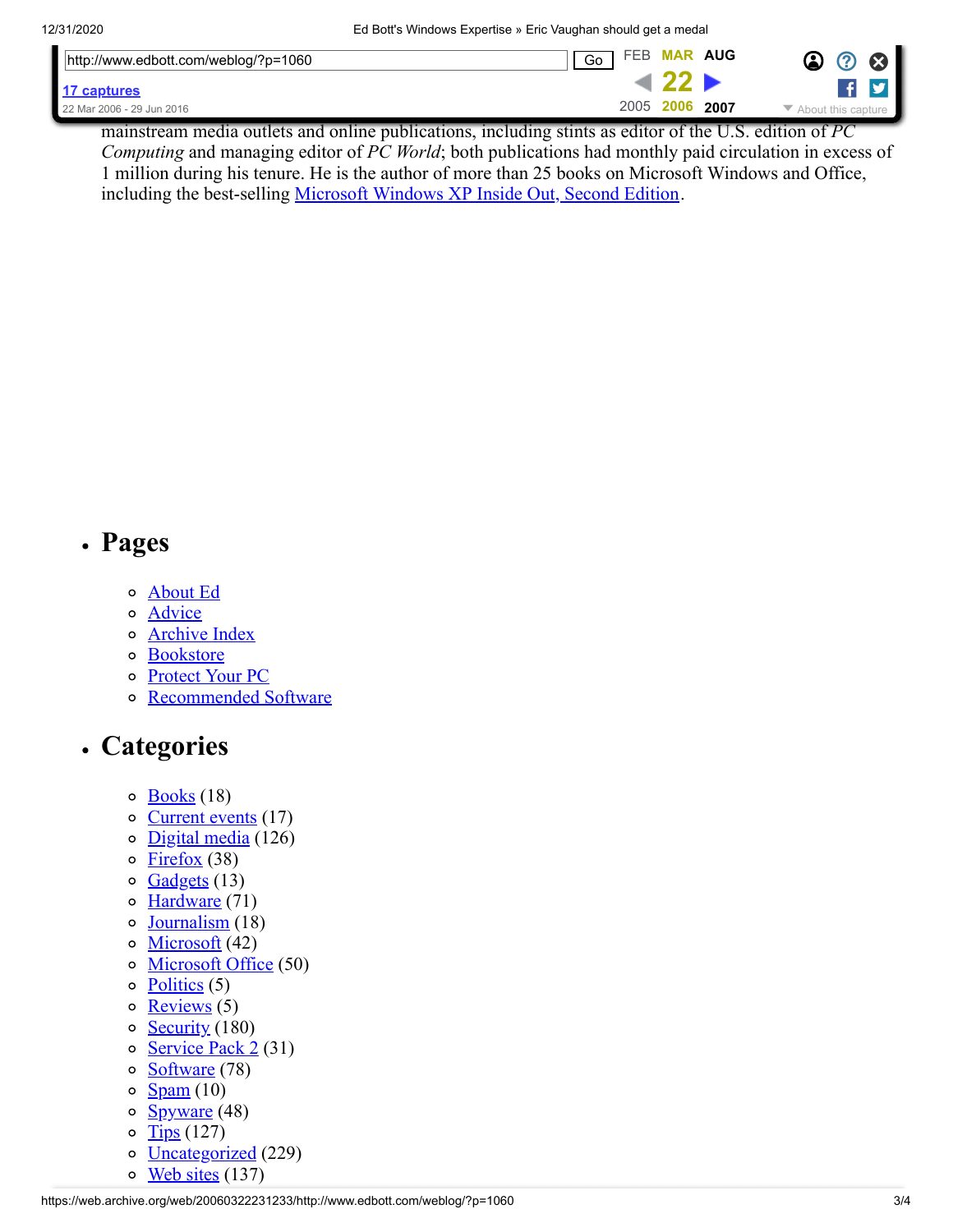mainstream media outlets and online publications, including stints as editor of the U.S. edition of *PC Computing* and managing editor of *PC World*; both publications had monthly paid circulation in excess of 1 million during his tenure. He is the author of more than 25 books on Microsoft Windows and Office, including the best-selling Microsoft Windows XP Inside Out, Second Edition.

- ## Pages
  - About Ed
  - Advice
  - Archive Index
  - Bookstore
  - Protect Your PC
  - Recommended Software
- ## Categories
  - Books (18)
  - Current events (17)
  - Digital media (126)
  - Firefox (38)
  - Gadgets (13)
  - Hardware (71)
  - Journalism (18)
  - Microsoft (42)
  - Microsoft Office (50)
  - Politics (5)
  - Reviews (5)
  - Security (180)
  - Service Pack 2 (31)
  - Software (78)
  - Spam (10)
  - Spyware (48)
  - Tips (127)
  - Uncategorized (229)
  - Web sites (137)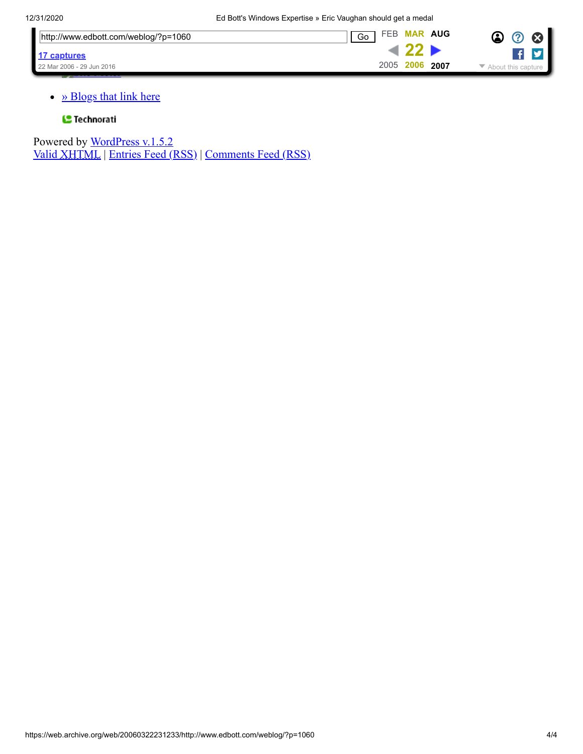- » Blogs that link here

Technorati

Powered by WordPress v.1.5.2
Valid XHTML | Entries Feed (RSS) | Comments Feed (RSS)